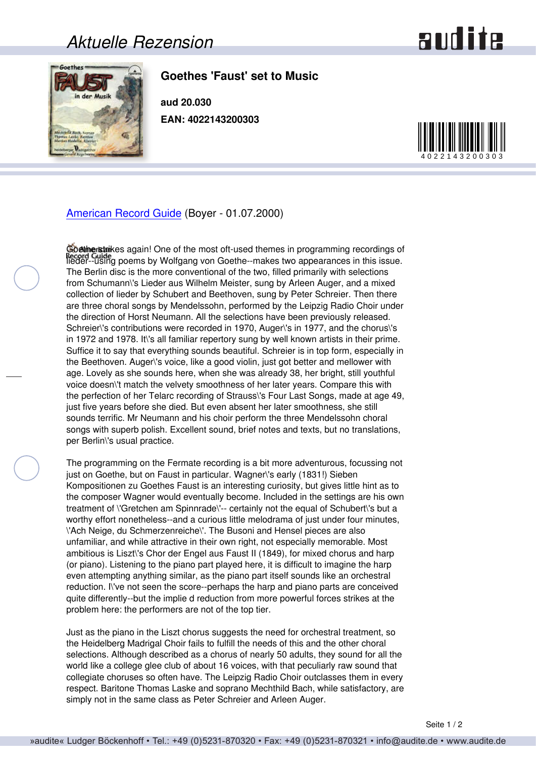# Aktuelle Rezension

## Goethes 'Faust' set to Music

**aud 20.030**

**EAN: 4022143200303**

American Record Guide (Boyer - 01.07.2000)

Goethe strikes again! One of the most oft-used themes in programming recordings of lieder--using poems by Wolfgang von Goethe--makes two appearances in this issue. The Berlin disc is the more conventional of the two, filled primarily with selections from Schumann\'s Lieder aus Wilhelm Meister, sung by Arleen Auger, and a mixed collection of lieder by Schubert and Beethoven, sung by Peter Schreier. Then there are three choral songs by Mendelssohn, performed by the Leipzig Radio Choir under the direction of Horst Neumann. All the selections have been previously released. Schreier\'s contributions were recorded in 1970, Auger\'s in 1977, and the chorus\'s in 1972 and 1978. It\'s all familiar repertory sung by well known artists in their prime. Suffice it to say that everything sounds beautiful. Schreier is in top form, especially in the Beethoven. Auger\'s voice, like a good violin, just got better and mellower with age. Lovely as she sounds here, when she was already 38, her bright, still youthful voice doesn\'t match the velvety smoothness of her later years. Compare this with the perfection of her Telarc recording of Strauss\'s Four Last Songs, made at age 49, just five years before she died. But even absent her later smoothness, she still sounds terrific. Mr Neumann and his choir perform the three Mendelssohn choral songs with superb polish. Excellent sound, brief notes and texts, but no translations, per Berlin\'s usual practice.

The programming on the Fermate recording is a bit more adventurous, focussing not just on Goethe, but on Faust in particular. Wagner\'s early (1831!) Sieben Kompositionen zu Goethes Faust is an interesting curiosity, but gives little hint as to the composer Wagner would eventually become. Included in the settings are his own treatment of \'Gretchen am Spinnrade\'-- certainly not the equal of Schubert\'s but a worthy effort nonetheless--and a curious little melodrama of just under four minutes, \'Ach Neige, du Schmerzenreiche\'. The Busoni and Hensel pieces are also unfamiliar, and while attractive in their own right, not especially memorable. Most ambitious is Liszt\'s Chor der Engel aus Faust II (1849), for mixed chorus and harp (or piano). Listening to the piano part played here, it is difficult to imagine the harp even attempting anything similar, as the piano part itself sounds like an orchestral reduction. I\'ve not seen the score--perhaps the harp and piano parts are conceived quite differently--but the implie d reduction from more powerful forces strikes at the problem here: the performers are not of the top tier.

Just as the piano in the Liszt chorus suggests the need for orchestral treatment, so the Heidelberg Madrigal Choir fails to fulfill the needs of this and the other choral selections. Although described as a chorus of nearly 50 adults, they sound for all the world like a college glee club of about 16 voices, with that peculiarly raw sound that collegiate choruses so often have. The Leipzig Radio Choir outclasses them in every respect. Baritone Thomas Laske and soprano Mechthild Bach, while satisfactory, are simply not in the same class as Peter Schreier and Arleen Auger.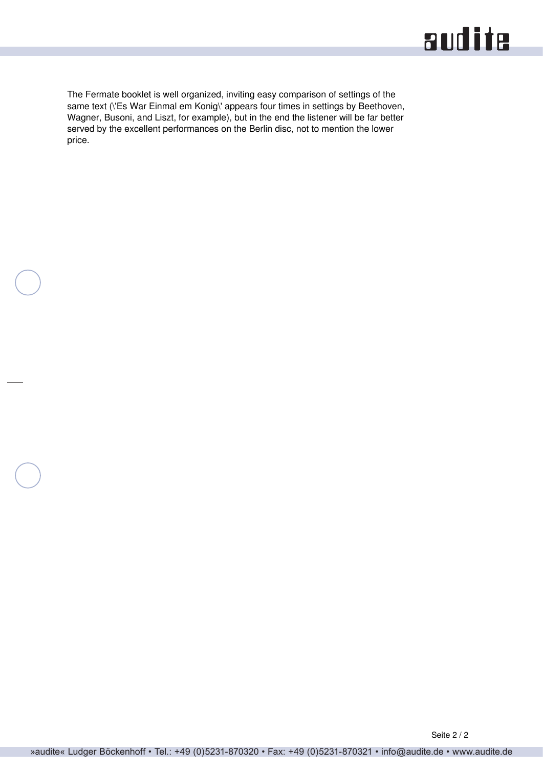The Fermate booklet is well organized, inviting easy comparison of settings of the same text (\'Es War Einmal em Konig\' appears four times in settings by Beethoven, Wagner, Busoni, and Liszt, for example), but in the end the listener will be far better served by the excellent performances on the Berlin disc, not to mention the lower price.